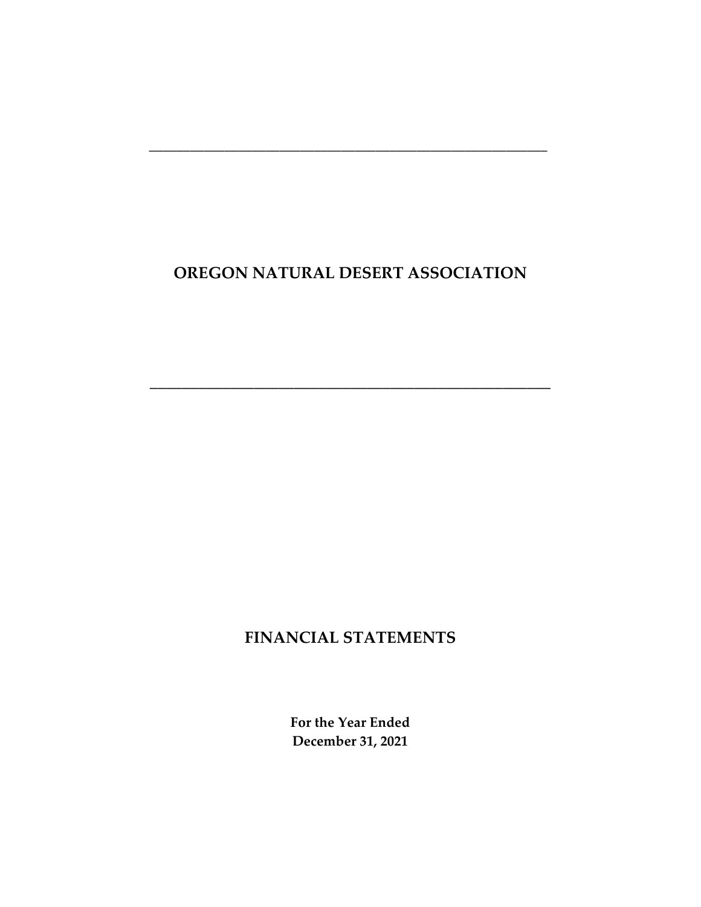# OREGON NATURAL DESERT ASSOCIATION

# FINANCIAL STATEMENTS

**For the Year Ended**
**December 31, 2021**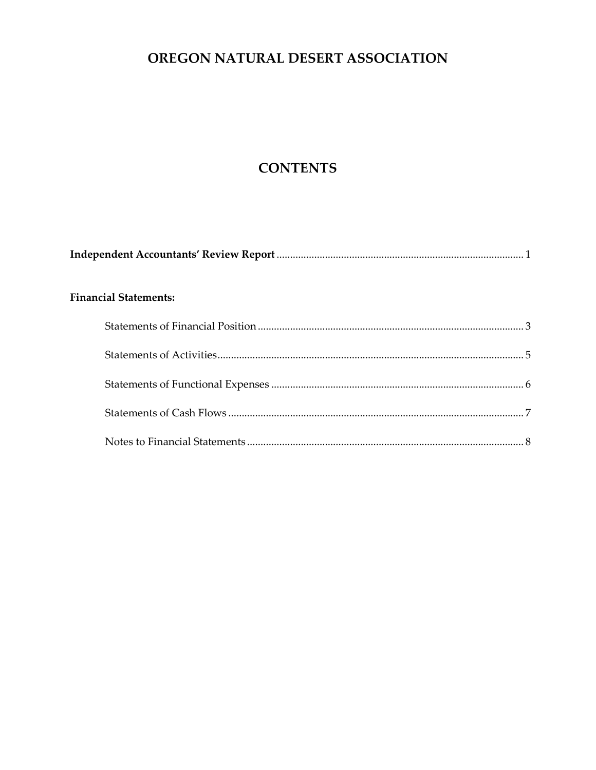# OREGON NATURAL DESERT ASSOCIATION

## CONTENTS

**Independent Accountants' Review Report** .......... 1

**Financial Statements:**

- Statements of Financial Position .......... 3
- Statements of Activities .......... 5
- Statements of Functional Expenses .......... 6
- Statements of Cash Flows .......... 7
- Notes to Financial Statements .......... 8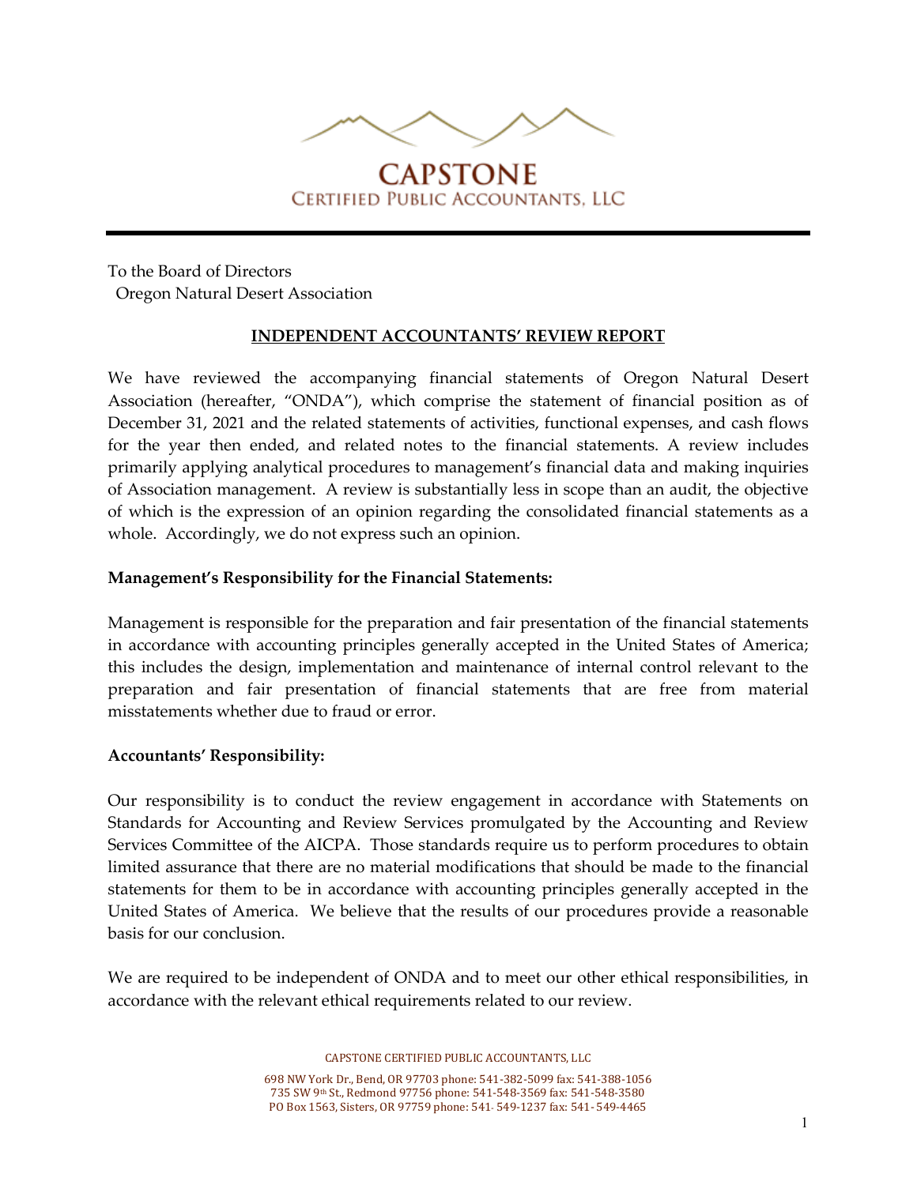# CAPSTONE

CERTIFIED PUBLIC ACCOUNTANTS, LLC

To the Board of Directors
Oregon Natural Desert Association

## INDEPENDENT ACCOUNTANTS' REVIEW REPORT

We have reviewed the accompanying financial statements of Oregon Natural Desert Association (hereafter, "ONDA"), which comprise the statement of financial position as of December 31, 2021 and the related statements of activities, functional expenses, and cash flows for the year then ended, and related notes to the financial statements. A review includes primarily applying analytical procedures to management's financial data and making inquiries of Association management. A review is substantially less in scope than an audit, the objective of which is the expression of an opinion regarding the consolidated financial statements as a whole. Accordingly, we do not express such an opinion.

**Management's Responsibility for the Financial Statements:**

Management is responsible for the preparation and fair presentation of the financial statements in accordance with accounting principles generally accepted in the United States of America; this includes the design, implementation and maintenance of internal control relevant to the preparation and fair presentation of financial statements that are free from material misstatements whether due to fraud or error.

**Accountants' Responsibility:**

Our responsibility is to conduct the review engagement in accordance with Statements on Standards for Accounting and Review Services promulgated by the Accounting and Review Services Committee of the AICPA. Those standards require us to perform procedures to obtain limited assurance that there are no material modifications that should be made to the financial statements for them to be in accordance with accounting principles generally accepted in the United States of America. We believe that the results of our procedures provide a reasonable basis for our conclusion.

We are required to be independent of ONDA and to meet our other ethical responsibilities, in accordance with the relevant ethical requirements related to our review.

CAPSTONE CERTIFIED PUBLIC ACCOUNTANTS, LLC

698 NW York Dr., Bend, OR 97703 phone: 541-382-5099 fax: 541-388-1056
735 SW 9th St., Redmond 97756 phone: 541-548-3569 fax: 541-548-3580
PO Box 1563, Sisters, OR 97759 phone: 541- 549-1237 fax: 541- 549-4465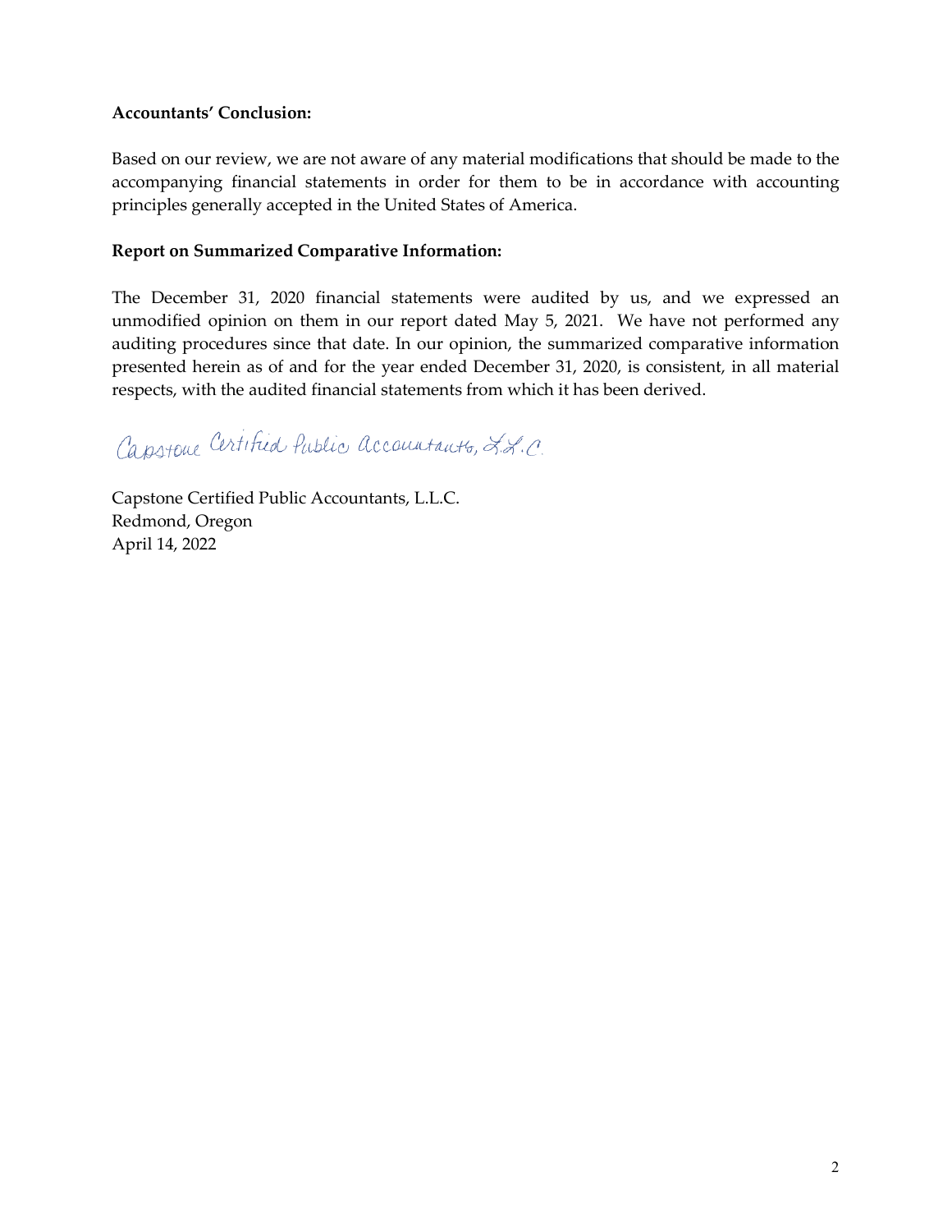**Accountants' Conclusion:**

Based on our review, we are not aware of any material modifications that should be made to the accompanying financial statements in order for them to be in accordance with accounting principles generally accepted in the United States of America.

**Report on Summarized Comparative Information:**

The December 31, 2020 financial statements were audited by us, and we expressed an unmodified opinion on them in our report dated May 5, 2021. We have not performed any auditing procedures since that date. In our opinion, the summarized comparative information presented herein as of and for the year ended December 31, 2020, is consistent, in all material respects, with the audited financial statements from which it has been derived.

*Capstone Certified Public Accountants, L.L.C.*

Capstone Certified Public Accountants, L.L.C.
Redmond, Oregon
April 14, 2022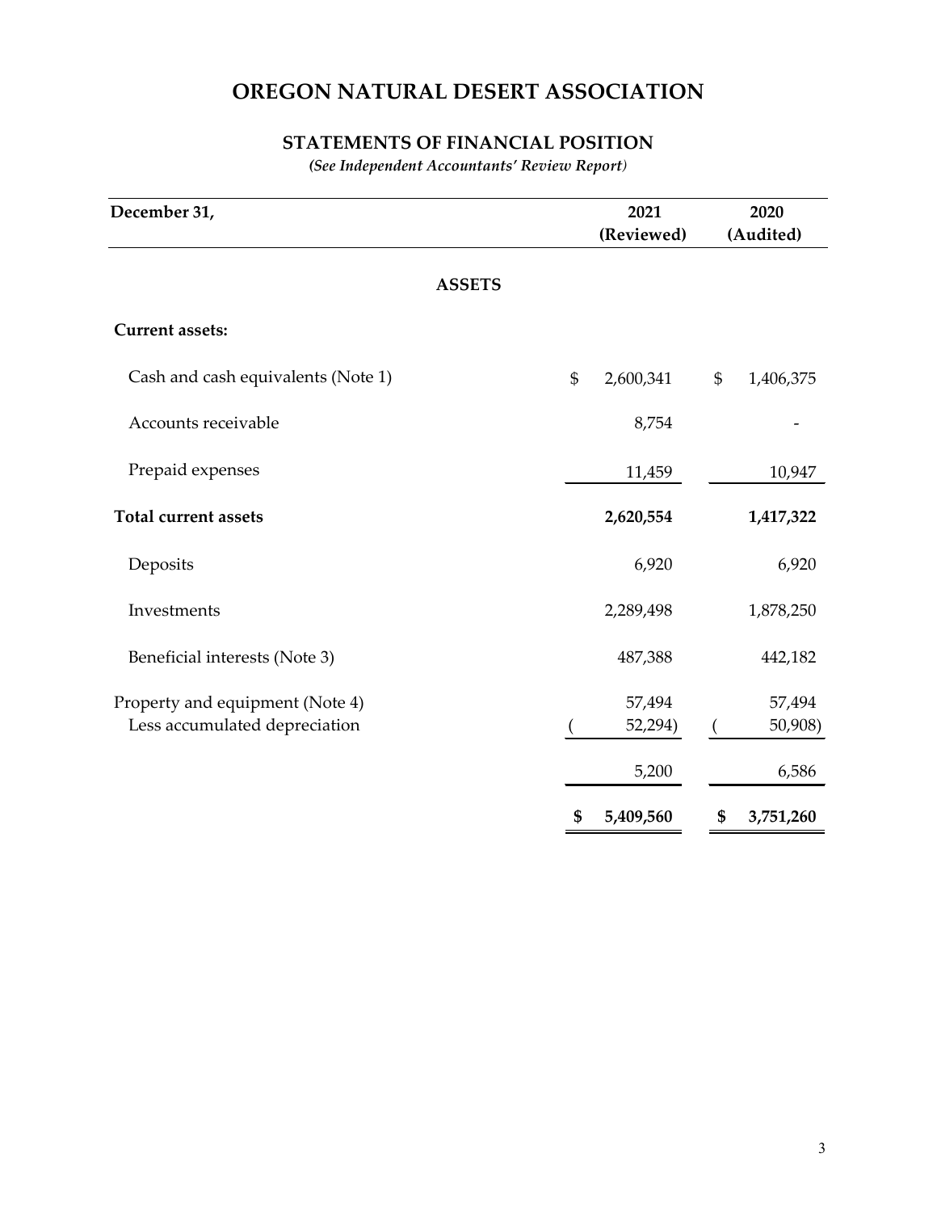# OREGON NATURAL DESERT ASSOCIATION

## STATEMENTS OF FINANCIAL POSITION

*(See Independent Accountants' Review Report)*

| December 31, | 2021 (Reviewed) | 2020 (Audited) |
|---|---|---|
| **ASSETS** | | |
| **Current assets:** | | |
| Cash and cash equivalents (Note 1) | $ 2,600,341 | $ 1,406,375 |
| Accounts receivable | 8,754 | - |
| Prepaid expenses | 11,459 | 10,947 |
| **Total current assets** | **2,620,554** | **1,417,322** |
| Deposits | 6,920 | 6,920 |
| Investments | 2,289,498 | 1,878,250 |
| Beneficial interests (Note 3) | 487,388 | 442,182 |
| Property and equipment (Note 4) | 57,494 | 57,494 |
| Less accumulated depreciation | ( 52,294) | ( 50,908) |
| | 5,200 | 6,586 |
| | **$ 5,409,560** | **$ 3,751,260** |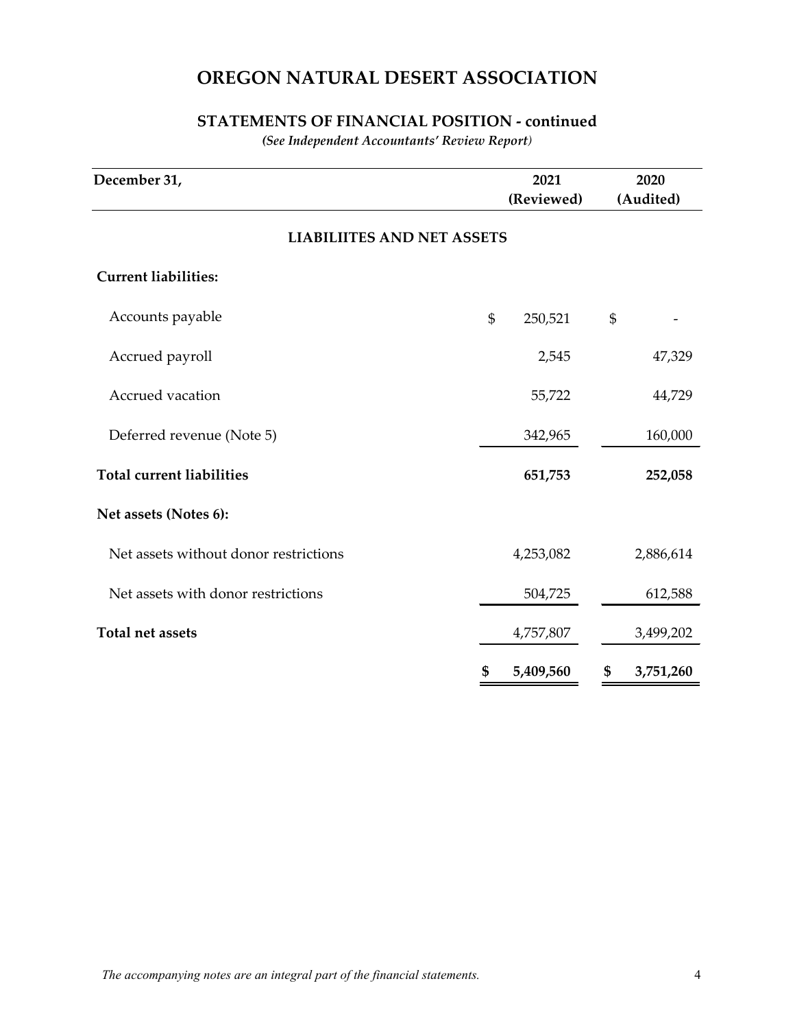# OREGON NATURAL DESERT ASSOCIATION

## STATEMENTS OF FINANCIAL POSITION - continued

*(See Independent Accountants' Review Report)*

| December 31, | 2021 (Reviewed) | 2020 (Audited) |
|---|---|---|
| **LIABILIITES AND NET ASSETS** | | |
| **Current liabilities:** | | |
| Accounts payable | $ 250,521 | $ - |
| Accrued payroll | 2,545 | 47,329 |
| Accrued vacation | 55,722 | 44,729 |
| Deferred revenue (Note 5) | 342,965 | 160,000 |
| **Total current liabilities** | **651,753** | **252,058** |
| **Net assets (Notes 6):** | | |
| Net assets without donor restrictions | 4,253,082 | 2,886,614 |
| Net assets with donor restrictions | 504,725 | 612,588 |
| **Total net assets** | 4,757,807 | 3,499,202 |
| | **$ 5,409,560** | **$ 3,751,260** |

*The accompanying notes are an integral part of the financial statements.*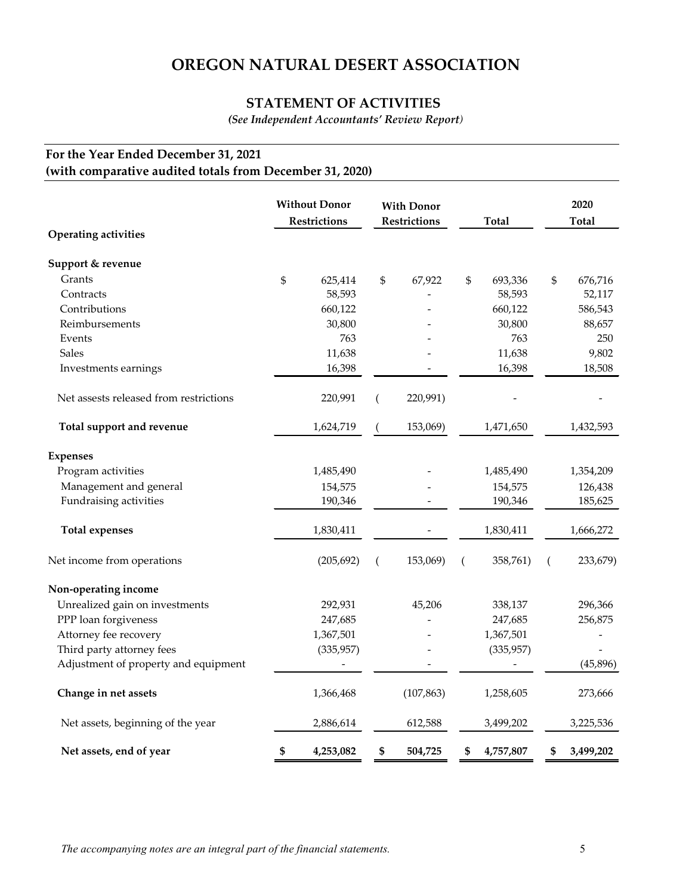# OREGON NATURAL DESERT ASSOCIATION

## STATEMENT OF ACTIVITIES

*(See Independent Accountants' Review Report)*

**For the Year Ended December 31, 2021**
**(with comparative audited totals from December 31, 2020)**

| | Without Donor Restrictions | With Donor Restrictions | Total | 2020 Total |
|---|---|---|---|---|
| **Operating activities** | | | | |
| **Support & revenue** | | | | |
| Grants | $ 625,414 | $ 67,922 | $ 693,336 | $ 676,716 |
| Contracts | 58,593 | - | 58,593 | 52,117 |
| Contributions | 660,122 | - | 660,122 | 586,543 |
| Reimbursements | 30,800 | - | 30,800 | 88,657 |
| Events | 763 | - | 763 | 250 |
| Sales | 11,638 | - | 11,638 | 9,802 |
| Investments earnings | 16,398 | - | 16,398 | 18,508 |
| Net assests released from restrictions | 220,991 | ( 220,991) | - | - |
| **Total support and revenue** | 1,624,719 | ( 153,069) | 1,471,650 | 1,432,593 |
| **Expenses** | | | | |
| Program activities | 1,485,490 | - | 1,485,490 | 1,354,209 |
| Management and general | 154,575 | - | 154,575 | 126,438 |
| Fundraising activities | 190,346 | - | 190,346 | 185,625 |
| **Total expenses** | 1,830,411 | - | 1,830,411 | 1,666,272 |
| Net income from operations | (205,692) | ( 153,069) | ( 358,761) | ( 233,679) |
| **Non-operating income** | | | | |
| Unrealized gain on investments | 292,931 | 45,206 | 338,137 | 296,366 |
| PPP loan forgiveness | 247,685 | - | 247,685 | 256,875 |
| Attorney fee recovery | 1,367,501 | - | 1,367,501 | - |
| Third party attorney fees | (335,957) | - | (335,957) | - |
| Adjustment of property and equipment | - | - | - | (45,896) |
| **Change in net assets** | 1,366,468 | (107,863) | 1,258,605 | 273,666 |
| Net assets, beginning of the year | 2,886,614 | 612,588 | 3,499,202 | 3,225,536 |
| **Net assets, end of year** | **$ 4,253,082** | **$ 504,725** | **$ 4,757,807** | **$ 3,499,202** |

*The accompanying notes are an integral part of the financial statements.*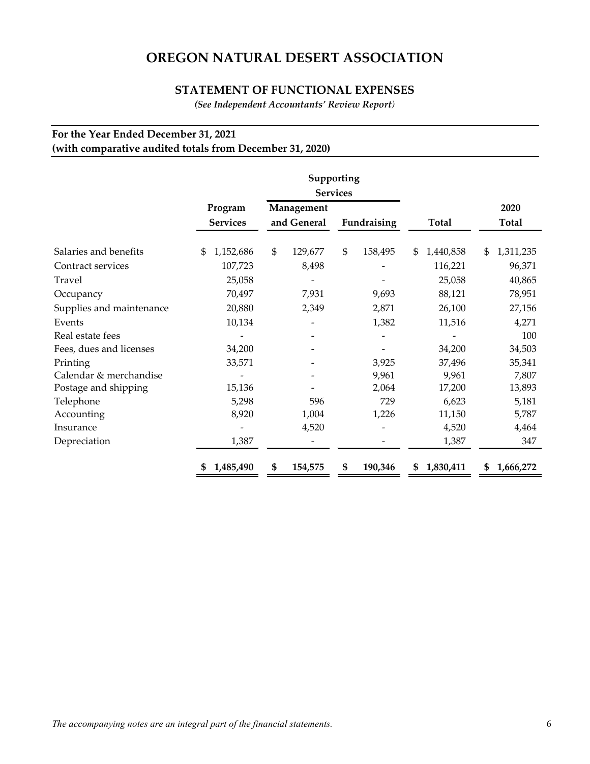# OREGON NATURAL DESERT ASSOCIATION

## STATEMENT OF FUNCTIONAL EXPENSES

*(See Independent Accountants' Review Report)*

**For the Year Ended December 31, 2021**
**(with comparative audited totals from December 31, 2020)**

| | | Supporting Services | | | |
|---|---|---|---|---|---|
| | Program Services | Management and General | Fundraising | Total | 2020 Total |
| Salaries and benefits | $ 1,152,686 | $ 129,677 | $ 158,495 | $ 1,440,858 | $ 1,311,235 |
| Contract services | 107,723 | 8,498 | - | 116,221 | 96,371 |
| Travel | 25,058 | - | - | 25,058 | 40,865 |
| Occupancy | 70,497 | 7,931 | 9,693 | 88,121 | 78,951 |
| Supplies and maintenance | 20,880 | 2,349 | 2,871 | 26,100 | 27,156 |
| Events | 10,134 | - | 1,382 | 11,516 | 4,271 |
| Real estate fees | - | - | - | - | 100 |
| Fees, dues and licenses | 34,200 | - | - | 34,200 | 34,503 |
| Printing | 33,571 | - | 3,925 | 37,496 | 35,341 |
| Calendar & merchandise | - | - | 9,961 | 9,961 | 7,807 |
| Postage and shipping | 15,136 | - | 2,064 | 17,200 | 13,893 |
| Telephone | 5,298 | 596 | 729 | 6,623 | 5,181 |
| Accounting | 8,920 | 1,004 | 1,226 | 11,150 | 5,787 |
| Insurance | - | 4,520 | - | 4,520 | 4,464 |
| Depreciation | 1,387 | - | - | 1,387 | 347 |
| | **$ 1,485,490** | **$ 154,575** | **$ 190,346** | **$ 1,830,411** | **$ 1,666,272** |

*The accompanying notes are an integral part of the financial statements.*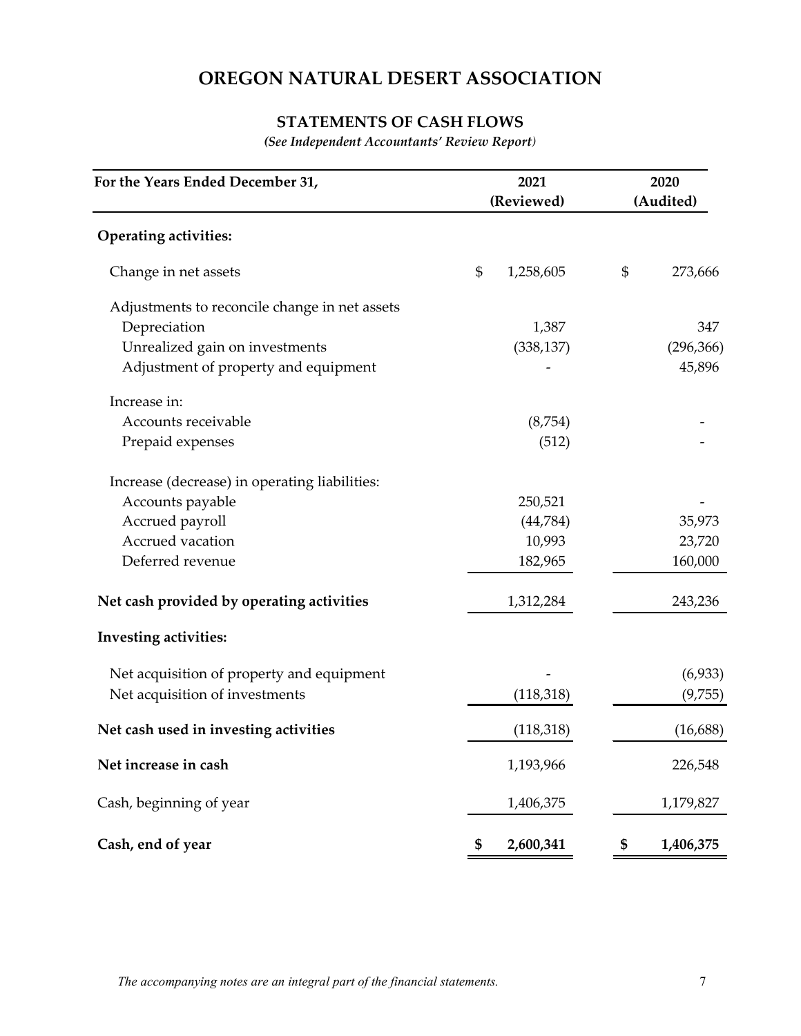# OREGON NATURAL DESERT ASSOCIATION

## STATEMENTS OF CASH FLOWS

*(See Independent Accountants' Review Report)*

| For the Years Ended December 31, | 2021 (Reviewed) | 2020 (Audited) |
|---|---|---|
| **Operating activities:** | | |
| Change in net assets | $ 1,258,605 | $ 273,666 |
| Adjustments to reconcile change in net assets | | |
| Depreciation | 1,387 | 347 |
| Unrealized gain on investments | (338,137) | (296,366) |
| Adjustment of property and equipment | - | 45,896 |
| Increase in: | | |
| Accounts receivable | (8,754) | - |
| Prepaid expenses | (512) | - |
| Increase (decrease) in operating liabilities: | | |
| Accounts payable | 250,521 | - |
| Accrued payroll | (44,784) | 35,973 |
| Accrued vacation | 10,993 | 23,720 |
| Deferred revenue | 182,965 | 160,000 |
| **Net cash provided by operating activities** | 1,312,284 | 243,236 |
| **Investing activities:** | | |
| Net acquisition of property and equipment | - | (6,933) |
| Net acquisition of investments | (118,318) | (9,755) |
| **Net cash used in investing activities** | (118,318) | (16,688) |
| **Net increase in cash** | 1,193,966 | 226,548 |
| Cash, beginning of year | 1,406,375 | 1,179,827 |
| **Cash, end of year** | **$ 2,600,341** | **$ 1,406,375** |

*The accompanying notes are an integral part of the financial statements.*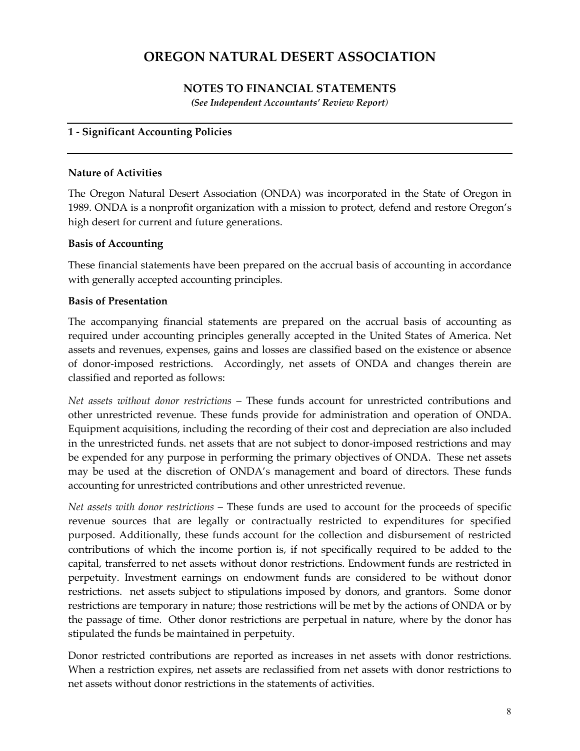# OREGON NATURAL DESERT ASSOCIATION

## NOTES TO FINANCIAL STATEMENTS

*(See Independent Accountants' Review Report)*

### 1 - Significant Accounting Policies

**Nature of Activities**

The Oregon Natural Desert Association (ONDA) was incorporated in the State of Oregon in 1989. ONDA is a nonprofit organization with a mission to protect, defend and restore Oregon's high desert for current and future generations.

**Basis of Accounting**

These financial statements have been prepared on the accrual basis of accounting in accordance with generally accepted accounting principles.

**Basis of Presentation**

The accompanying financial statements are prepared on the accrual basis of accounting as required under accounting principles generally accepted in the United States of America. Net assets and revenues, expenses, gains and losses are classified based on the existence or absence of donor-imposed restrictions. Accordingly, net assets of ONDA and changes therein are classified and reported as follows:

*Net assets without donor restrictions* – These funds account for unrestricted contributions and other unrestricted revenue. These funds provide for administration and operation of ONDA. Equipment acquisitions, including the recording of their cost and depreciation are also included in the unrestricted funds. net assets that are not subject to donor-imposed restrictions and may be expended for any purpose in performing the primary objectives of ONDA. These net assets may be used at the discretion of ONDA's management and board of directors. These funds accounting for unrestricted contributions and other unrestricted revenue.

*Net assets with donor restrictions* – These funds are used to account for the proceeds of specific revenue sources that are legally or contractually restricted to expenditures for specified purposed. Additionally, these funds account for the collection and disbursement of restricted contributions of which the income portion is, if not specifically required to be added to the capital, transferred to net assets without donor restrictions. Endowment funds are restricted in perpetuity. Investment earnings on endowment funds are considered to be without donor restrictions. net assets subject to stipulations imposed by donors, and grantors. Some donor restrictions are temporary in nature; those restrictions will be met by the actions of ONDA or by the passage of time. Other donor restrictions are perpetual in nature, where by the donor has stipulated the funds be maintained in perpetuity.

Donor restricted contributions are reported as increases in net assets with donor restrictions. When a restriction expires, net assets are reclassified from net assets with donor restrictions to net assets without donor restrictions in the statements of activities.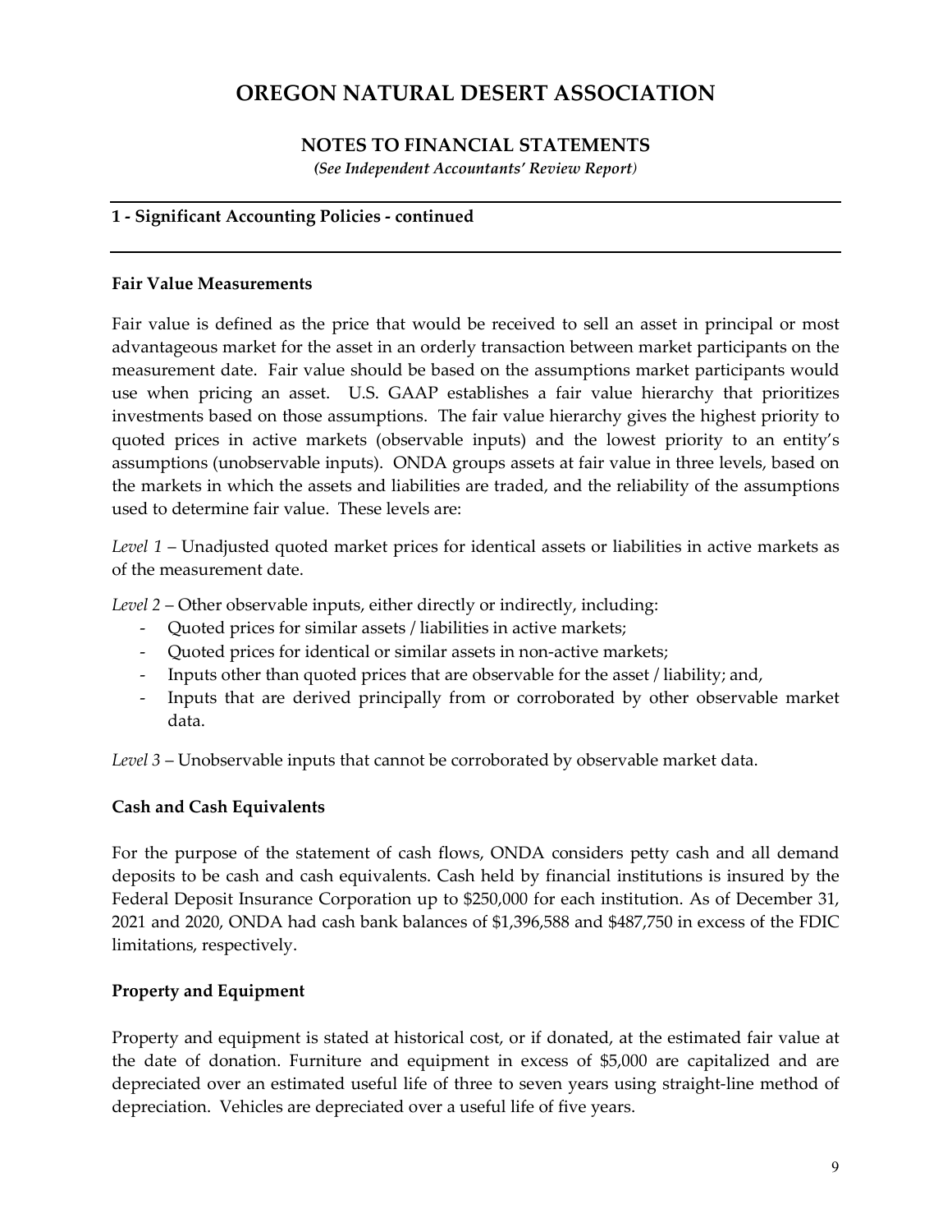# OREGON NATURAL DESERT ASSOCIATION

## NOTES TO FINANCIAL STATEMENTS

*(See Independent Accountants' Review Report)*

### 1 - Significant Accounting Policies - continued

**Fair Value Measurements**

Fair value is defined as the price that would be received to sell an asset in principal or most advantageous market for the asset in an orderly transaction between market participants on the measurement date. Fair value should be based on the assumptions market participants would use when pricing an asset. U.S. GAAP establishes a fair value hierarchy that prioritizes investments based on those assumptions. The fair value hierarchy gives the highest priority to quoted prices in active markets (observable inputs) and the lowest priority to an entity's assumptions (unobservable inputs). ONDA groups assets at fair value in three levels, based on the markets in which the assets and liabilities are traded, and the reliability of the assumptions used to determine fair value. These levels are:

*Level 1* – Unadjusted quoted market prices for identical assets or liabilities in active markets as of the measurement date.

*Level 2* – Other observable inputs, either directly or indirectly, including:

- Quoted prices for similar assets / liabilities in active markets;
- Quoted prices for identical or similar assets in non-active markets;
- Inputs other than quoted prices that are observable for the asset / liability; and,
- Inputs that are derived principally from or corroborated by other observable market data.

*Level 3* – Unobservable inputs that cannot be corroborated by observable market data.

**Cash and Cash Equivalents**

For the purpose of the statement of cash flows, ONDA considers petty cash and all demand deposits to be cash and cash equivalents. Cash held by financial institutions is insured by the Federal Deposit Insurance Corporation up to $250,000 for each institution. As of December 31, 2021 and 2020, ONDA had cash bank balances of $1,396,588 and $487,750 in excess of the FDIC limitations, respectively.

**Property and Equipment**

Property and equipment is stated at historical cost, or if donated, at the estimated fair value at the date of donation. Furniture and equipment in excess of $5,000 are capitalized and are depreciated over an estimated useful life of three to seven years using straight-line method of depreciation. Vehicles are depreciated over a useful life of five years.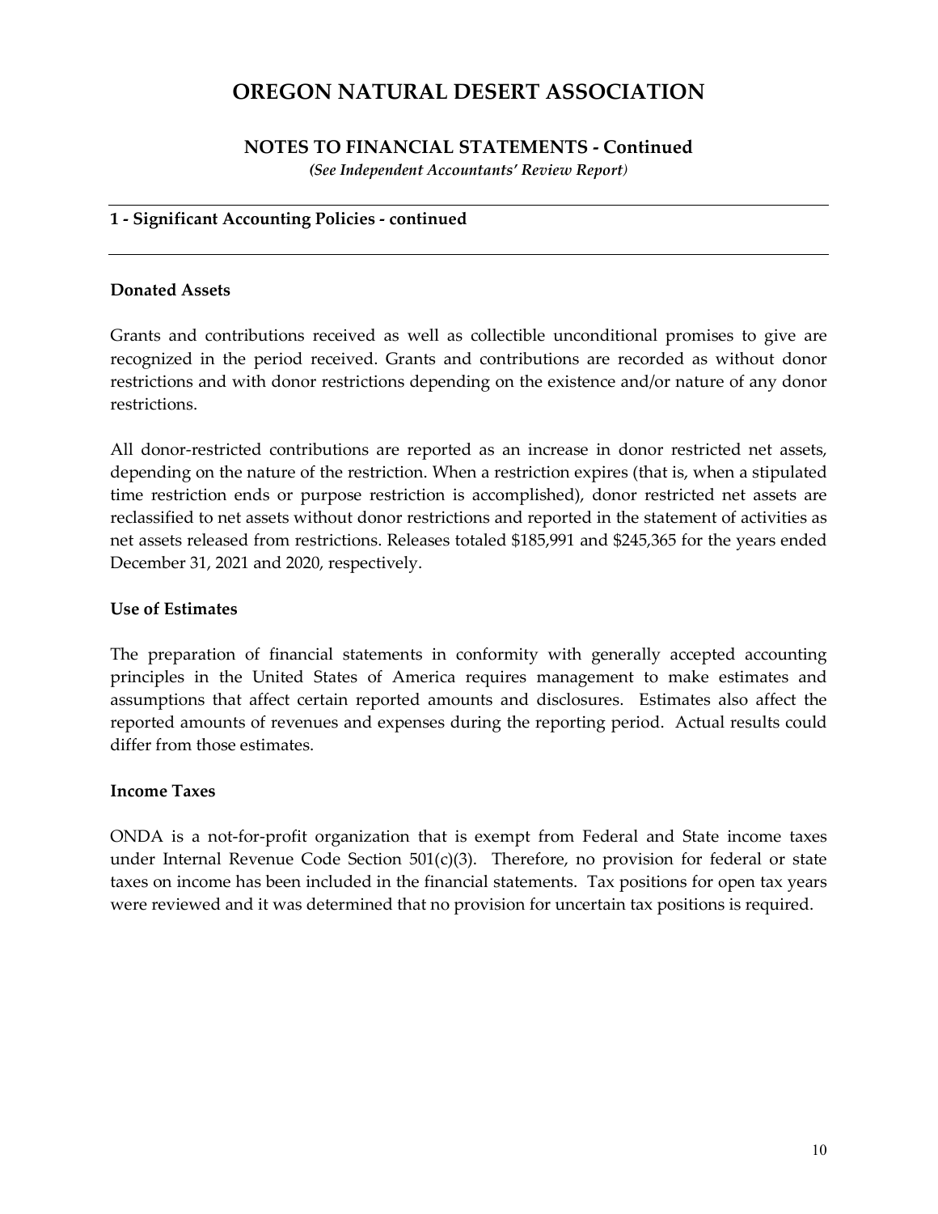# OREGON NATURAL DESERT ASSOCIATION

## NOTES TO FINANCIAL STATEMENTS - Continued

*(See Independent Accountants' Review Report)*

### 1 - Significant Accounting Policies - continued

**Donated Assets**

Grants and contributions received as well as collectible unconditional promises to give are recognized in the period received. Grants and contributions are recorded as without donor restrictions and with donor restrictions depending on the existence and/or nature of any donor restrictions.

All donor-restricted contributions are reported as an increase in donor restricted net assets, depending on the nature of the restriction. When a restriction expires (that is, when a stipulated time restriction ends or purpose restriction is accomplished), donor restricted net assets are reclassified to net assets without donor restrictions and reported in the statement of activities as net assets released from restrictions. Releases totaled $185,991 and $245,365 for the years ended December 31, 2021 and 2020, respectively.

**Use of Estimates**

The preparation of financial statements in conformity with generally accepted accounting principles in the United States of America requires management to make estimates and assumptions that affect certain reported amounts and disclosures. Estimates also affect the reported amounts of revenues and expenses during the reporting period. Actual results could differ from those estimates.

**Income Taxes**

ONDA is a not-for-profit organization that is exempt from Federal and State income taxes under Internal Revenue Code Section 501(c)(3). Therefore, no provision for federal or state taxes on income has been included in the financial statements. Tax positions for open tax years were reviewed and it was determined that no provision for uncertain tax positions is required.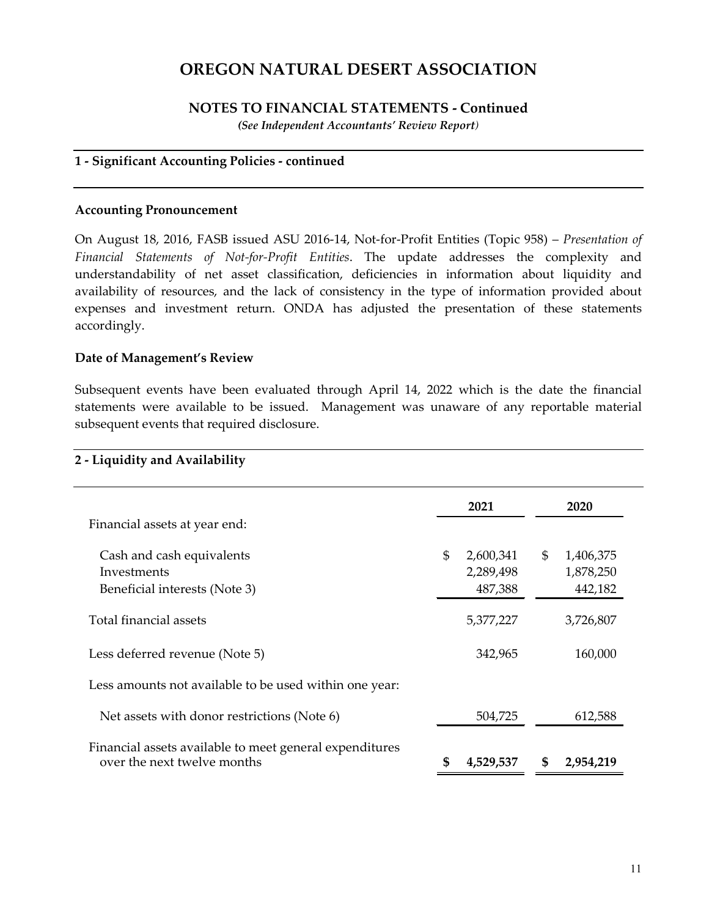# OREGON NATURAL DESERT ASSOCIATION

## NOTES TO FINANCIAL STATEMENTS - Continued

*(See Independent Accountants' Review Report)*

### 1 - Significant Accounting Policies - continued

**Accounting Pronouncement**

On August 18, 2016, FASB issued ASU 2016-14, Not-for-Profit Entities (Topic 958) – *Presentation of Financial Statements of Not-for-Profit Entities*. The update addresses the complexity and understandability of net asset classification, deficiencies in information about liquidity and availability of resources, and the lack of consistency in the type of information provided about expenses and investment return. ONDA has adjusted the presentation of these statements accordingly.

**Date of Management's Review**

Subsequent events have been evaluated through April 14, 2022 which is the date the financial statements were available to be issued. Management was unaware of any reportable material subsequent events that required disclosure.

### 2 - Liquidity and Availability

| | 2021 | 2020 |
|---|---|---|
| Financial assets at year end: | | |
| Cash and cash equivalents | $ 2,600,341 | $ 1,406,375 |
| Investments | 2,289,498 | 1,878,250 |
| Beneficial interests (Note 3) | 487,388 | 442,182 |
| Total financial assets | 5,377,227 | 3,726,807 |
| Less deferred revenue (Note 5) | 342,965 | 160,000 |
| Less amounts not available to be used within one year: | | |
| Net assets with donor restrictions (Note 6) | 504,725 | 612,588 |
| Financial assets available to meet general expenditures over the next twelve months | **$ 4,529,537** | **$ 2,954,219** |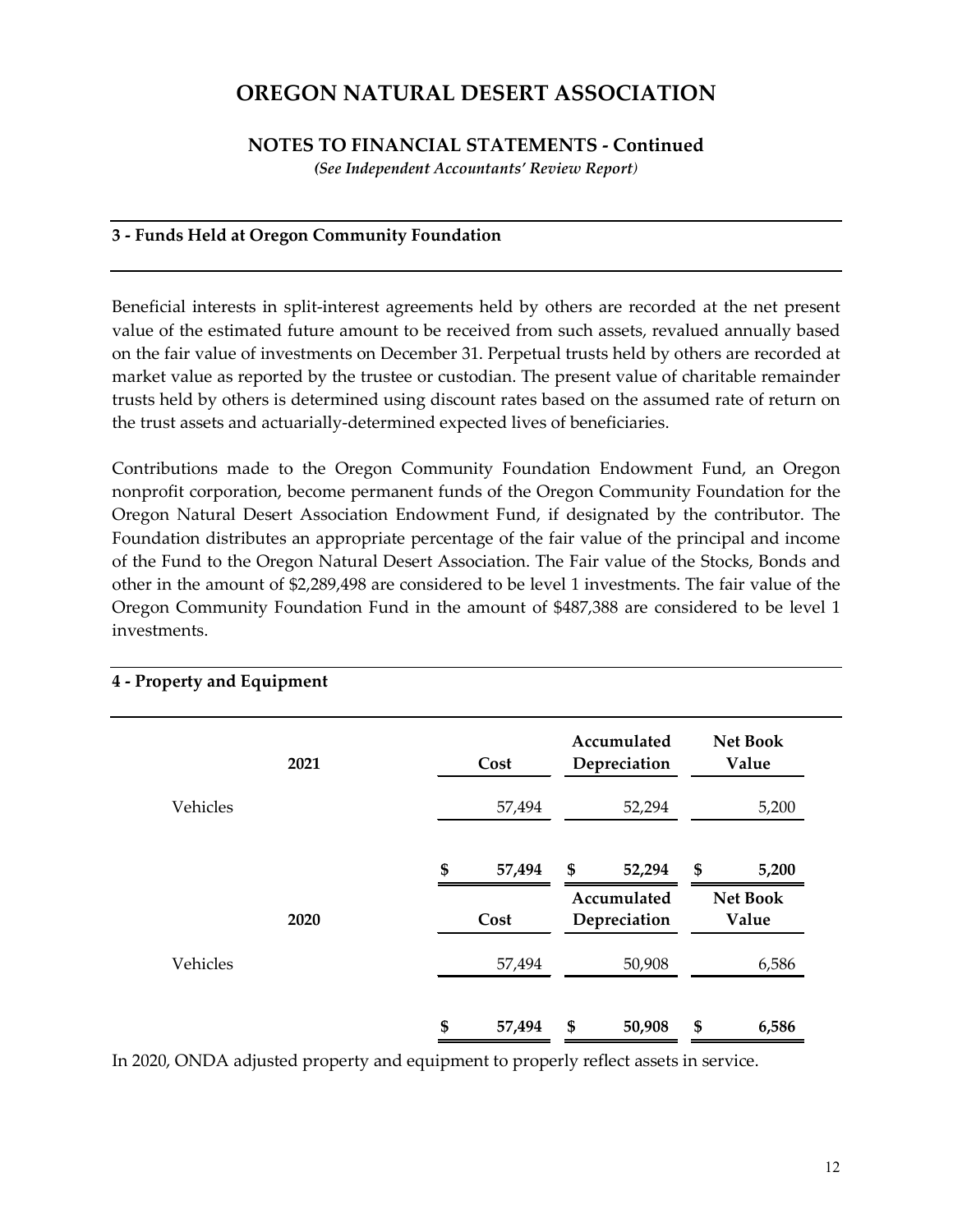# OREGON NATURAL DESERT ASSOCIATION

## NOTES TO FINANCIAL STATEMENTS - Continued

*(See Independent Accountants' Review Report)*

### 3 - Funds Held at Oregon Community Foundation

Beneficial interests in split-interest agreements held by others are recorded at the net present value of the estimated future amount to be received from such assets, revalued annually based on the fair value of investments on December 31. Perpetual trusts held by others are recorded at market value as reported by the trustee or custodian. The present value of charitable remainder trusts held by others is determined using discount rates based on the assumed rate of return on the trust assets and actuarially-determined expected lives of beneficiaries.

Contributions made to the Oregon Community Foundation Endowment Fund, an Oregon nonprofit corporation, become permanent funds of the Oregon Community Foundation for the Oregon Natural Desert Association Endowment Fund, if designated by the contributor. The Foundation distributes an appropriate percentage of the fair value of the principal and income of the Fund to the Oregon Natural Desert Association. The Fair value of the Stocks, Bonds and other in the amount of $2,289,498 are considered to be level 1 investments. The fair value of the Oregon Community Foundation Fund in the amount of $487,388 are considered to be level 1 investments.

### 4 - Property and Equipment

| 2021 | Cost | Accumulated Depreciation | Net Book Value |
|---|---|---|---|
| Vehicles | 57,494 | 52,294 | 5,200 |
| | **$ 57,494** | **$ 52,294** | **$ 5,200** |

| 2020 | Cost | Accumulated Depreciation | Net Book Value |
|---|---|---|---|
| Vehicles | 57,494 | 50,908 | 6,586 |
| | **$ 57,494** | **$ 50,908** | **$ 6,586** |

In 2020, ONDA adjusted property and equipment to properly reflect assets in service.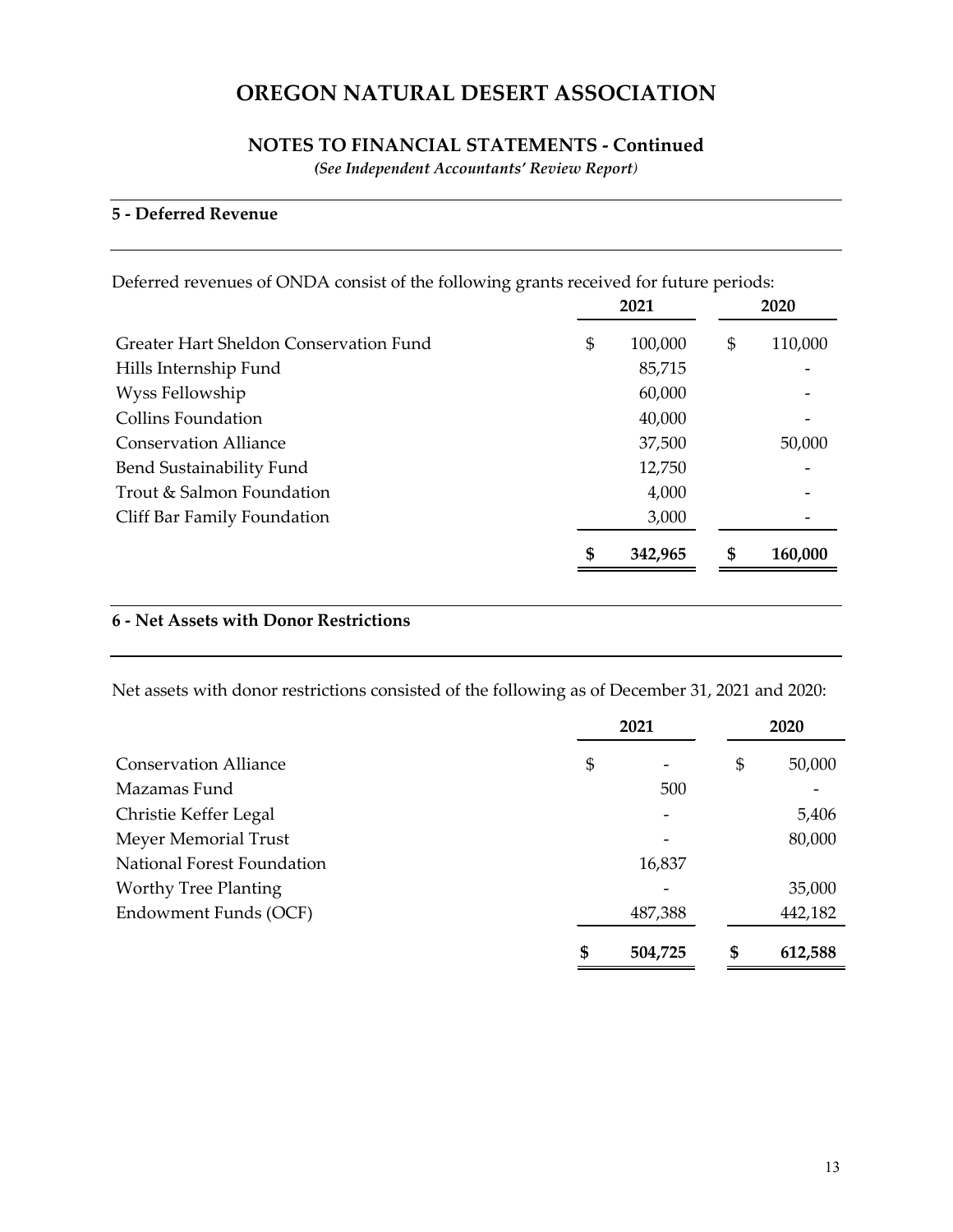# OREGON NATURAL DESERT ASSOCIATION

## NOTES TO FINANCIAL STATEMENTS - Continued

*(See Independent Accountants' Review Report)*

### 5 - Deferred Revenue

Deferred revenues of ONDA consist of the following grants received for future periods:

| | 2021 | 2020 |
|---|---|---|
| Greater Hart Sheldon Conservation Fund | $ 100,000 | $ 110,000 |
| Hills Internship Fund | 85,715 | - |
| Wyss Fellowship | 60,000 | - |
| Collins Foundation | 40,000 | - |
| Conservation Alliance | 37,500 | 50,000 |
| Bend Sustainability Fund | 12,750 | - |
| Trout & Salmon Foundation | 4,000 | - |
| Cliff Bar Family Foundation | 3,000 | - |
| | **$ 342,965** | **$ 160,000** |

### 6 - Net Assets with Donor Restrictions

Net assets with donor restrictions consisted of the following as of December 31, 2021 and 2020:

| | 2021 | 2020 |
|---|---|---|
| Conservation Alliance | $ - | $ 50,000 |
| Mazamas Fund | 500 | - |
| Christie Keffer Legal | - | 5,406 |
| Meyer Memorial Trust | - | 80,000 |
| National Forest Foundation | 16,837 | |
| Worthy Tree Planting | - | 35,000 |
| Endowment Funds (OCF) | 487,388 | 442,182 |
| | **$ 504,725** | **$ 612,588** |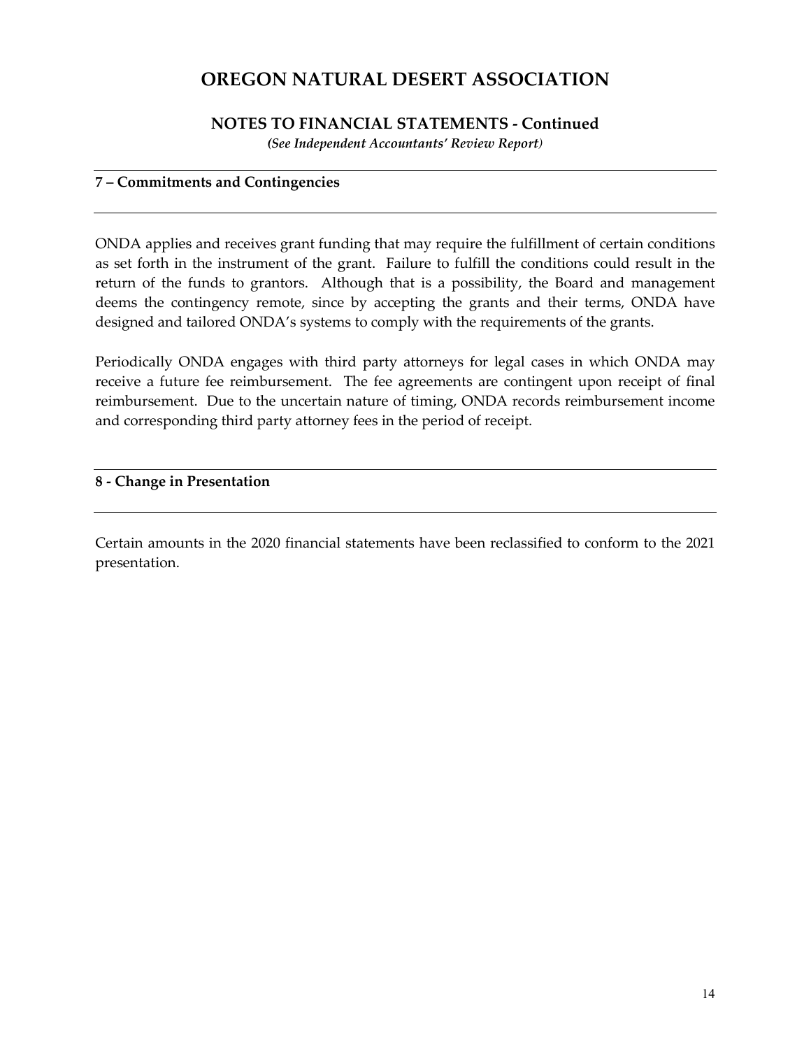# OREGON NATURAL DESERT ASSOCIATION

## NOTES TO FINANCIAL STATEMENTS - Continued

***(See Independent Accountants' Review Report)***

### 7 – Commitments and Contingencies

ONDA applies and receives grant funding that may require the fulfillment of certain conditions as set forth in the instrument of the grant. Failure to fulfill the conditions could result in the return of the funds to grantors. Although that is a possibility, the Board and management deems the contingency remote, since by accepting the grants and their terms, ONDA have designed and tailored ONDA's systems to comply with the requirements of the grants.

Periodically ONDA engages with third party attorneys for legal cases in which ONDA may receive a future fee reimbursement. The fee agreements are contingent upon receipt of final reimbursement. Due to the uncertain nature of timing, ONDA records reimbursement income and corresponding third party attorney fees in the period of receipt.

### 8 - Change in Presentation

Certain amounts in the 2020 financial statements have been reclassified to conform to the 2021 presentation.